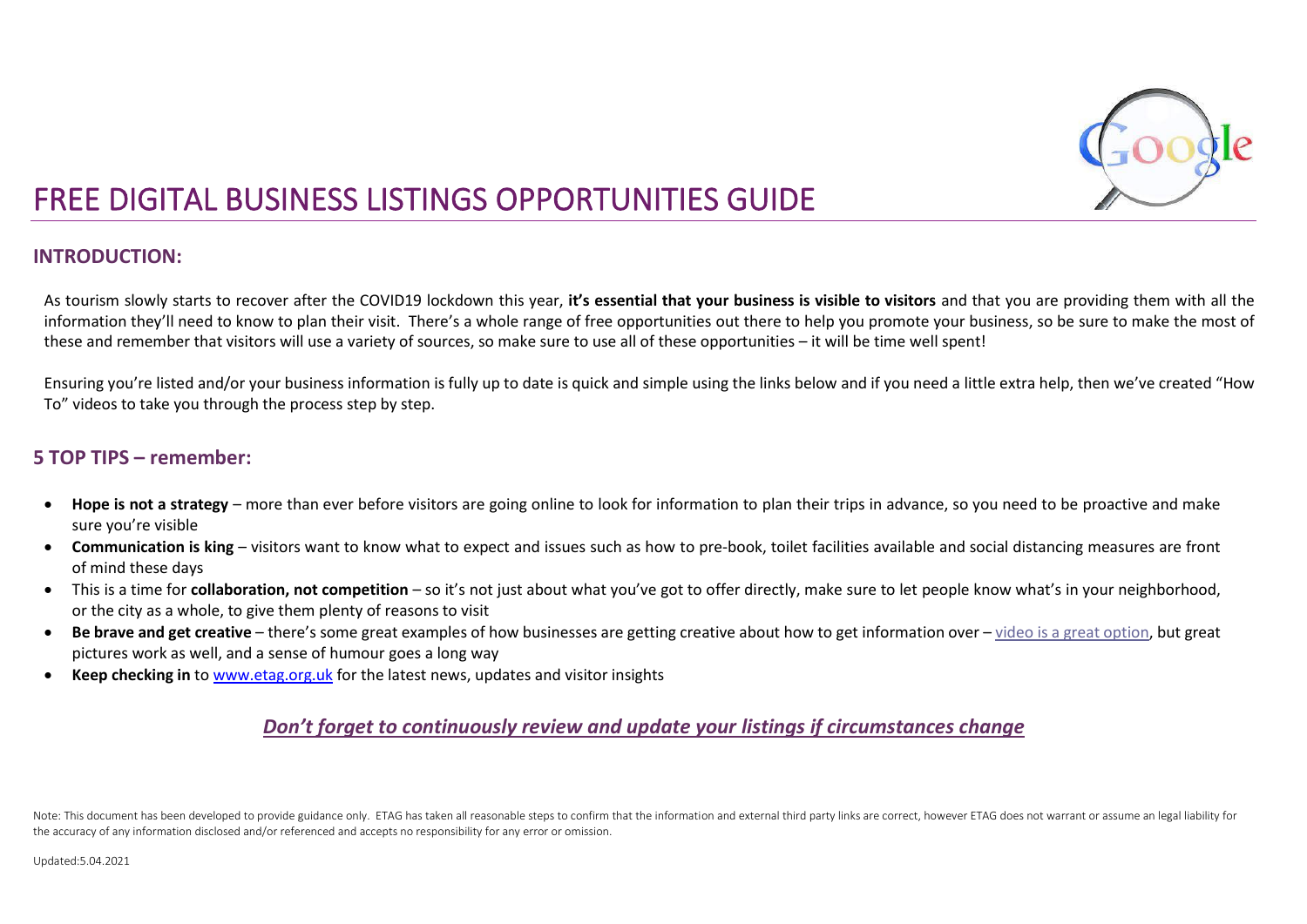# FREE DIGITAL BUSINESS LISTINGS OPPORTUNITIES GUIDE

## INTRODUCTION:

As tourism slowly starts to recover after the COVID19 lockdown this year, **it's essential that your business is visible to visitors** and that you are providing them with all the information they'll need to know to plan their visit. There's a whole range of free opportunities out there to help you promote your business, so be sure to make the most of these and remember that visitors will use a variety of sources, so make sure to use all of these opportunities – it will be time well spent!

Ensuring you're listed and/or your business information is fully up to date is quick and simple using the links below and if you need a little extra help, then we've created "How To" videos to take you through the process step by step.

## 5 TOP TIPS – remember:

- **Hope is not a strategy** – more than ever before visitors are going online to look for information to plan their trips in advance, so you need to be proactive and make sure you're visible
- **Communication is king** – visitors want to know what to expect and issues such as how to pre-book, toilet facilities available and social distancing measures are front of mind these days
- This is a time for **collaboration, not competition** – so it's not just about what you've got to offer directly, make sure to let people know what's in your neighborhood, or the city as a whole, to give them plenty of reasons to visit
- **Be brave and get creative** – there's some great examples of how businesses are getting creative about how to get information over – video is a great option, but great pictures work as well, and a sense of humour goes a long way
- **Keep checking in** to www.etag.org.uk for the latest news, updates and visitor insights

***Don't forget to continuously review and update your listings if circumstances change***

Note: This document has been developed to provide guidance only. ETAG has taken all reasonable steps to confirm that the information and external third party links are correct, however ETAG does not warrant or assume an legal liability for the accuracy of any information disclosed and/or referenced and accepts no responsibility for any error or omission.

Updated:5.04.2021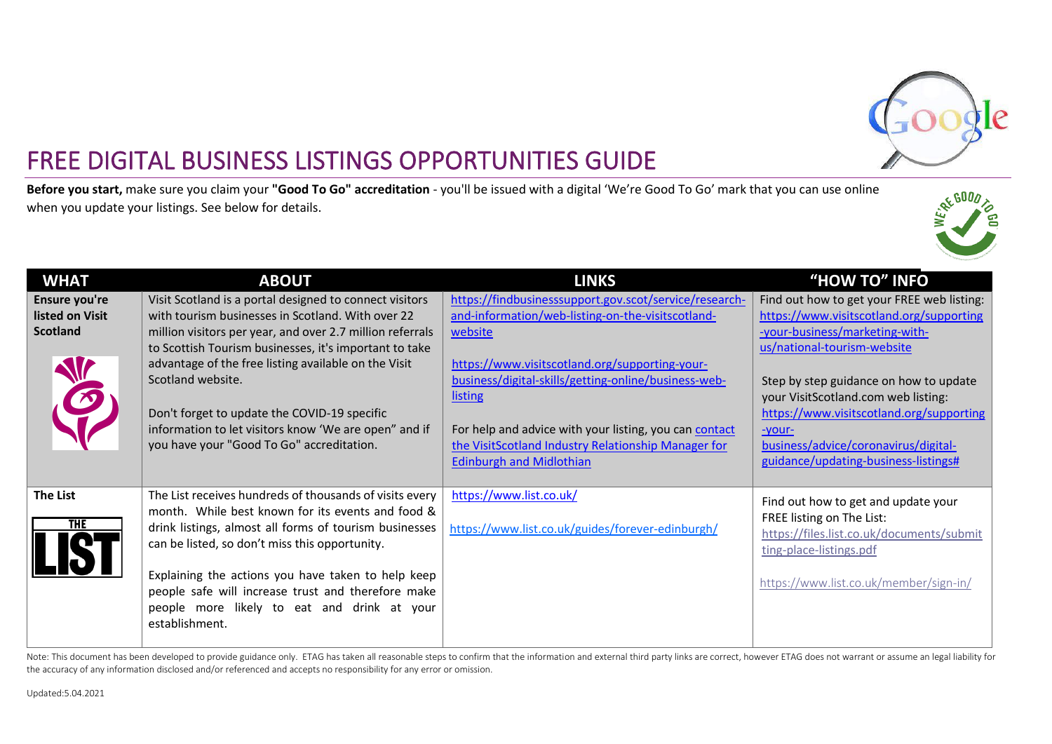# FREE DIGITAL BUSINESS LISTINGS OPPORTUNITIES GUIDE

**Before you start,** make sure you claim your **"Good To Go" accreditation** - you'll be issued with a digital 'We're Good To Go' mark that you can use online when you update your listings. See below for details.

| WHAT | ABOUT | LINKS | "HOW TO" INFO |
|---|---|---|---|
| **Ensure you're listed on Visit Scotland** | Visit Scotland is a portal designed to connect visitors with tourism businesses in Scotland. With over 22 million visitors per year, and over 2.7 million referrals to Scottish Tourism businesses, it's important to take advantage of the free listing available on the Visit Scotland website.<br><br>Don't forget to update the COVID-19 specific information to let visitors know 'We are open" and if you have your "Good To Go" accreditation. | https://findbusinesssupport.gov.scot/service/research-and-information/web-listing-on-the-visitscotland-website<br><br>https://www.visitscotland.org/supporting-your-business/digital-skills/getting-online/business-web-listing<br><br>For help and advice with your listing, you can contact the VisitScotland Industry Relationship Manager for Edinburgh and Midlothian | Find out how to get your FREE web listing: https://www.visitscotland.org/supporting-your-business/marketing-with-us/national-tourism-website<br><br>Step by step guidance on how to update your VisitScotland.com web listing: https://www.visitscotland.org/supporting-your-business/advice/coronavirus/digital-guidance/updating-business-listings# |
| **The List** | The List receives hundreds of thousands of visits every month. While best known for its events and food & drink listings, almost all forms of tourism businesses can be listed, so don't miss this opportunity.<br><br>Explaining the actions you have taken to help keep people safe will increase trust and therefore make people more likely to eat and drink at your establishment. | https://www.list.co.uk/<br><br>https://www.list.co.uk/guides/forever-edinburgh/ | Find out how to get and update your FREE listing on The List: https://files.list.co.uk/documents/submitting-place-listings.pdf<br><br>https://www.list.co.uk/member/sign-in/ |

Note: This document has been developed to provide guidance only. ETAG has taken all reasonable steps to confirm that the information and external third party links are correct, however ETAG does not warrant or assume an legal liability for the accuracy of any information disclosed and/or referenced and accepts no responsibility for any error or omission.

Updated:5.04.2021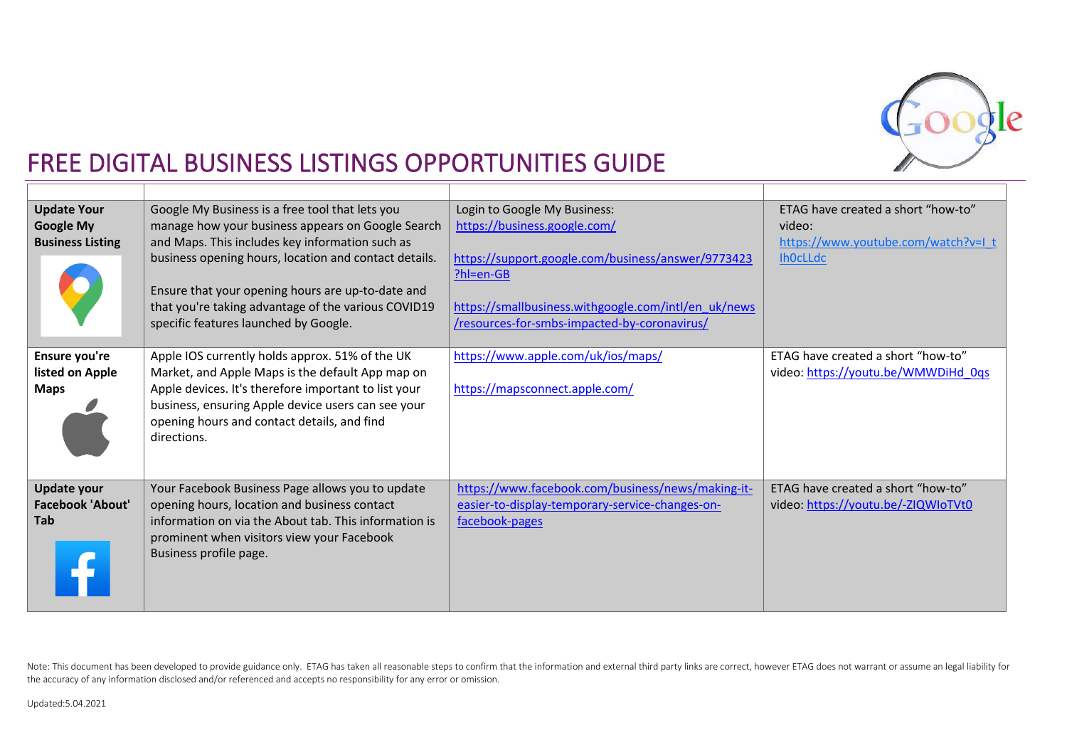# FREE DIGITAL BUSINESS LISTINGS OPPORTUNITIES GUIDE

| | | | |
|---|---|---|---|
| **Update Your Google My Business Listing** | Google My Business is a free tool that lets you manage how your business appears on Google Search and Maps. This includes key information such as business opening hours, location and contact details.<br><br>Ensure that your opening hours are up-to-date and that you're taking advantage of the various COVID19 specific features launched by Google. | Login to Google My Business: https://business.google.com/<br><br>https://support.google.com/business/answer/9773423?hl=en-GB<br><br>https://smallbusiness.withgoogle.com/intl/en_uk/news/resources-for-smbs-impacted-by-coronavirus/ | ETAG have created a short "how-to" video: https://www.youtube.com/watch?v=I_tIh0cLLdc |
| **Ensure you're listed on Apple Maps** | Apple IOS currently holds approx. 51% of the UK Market, and Apple Maps is the default App map on Apple devices. It's therefore important to list your business, ensuring Apple device users can see your opening hours and contact details, and find directions. | https://www.apple.com/uk/ios/maps/<br><br>https://mapsconnect.apple.com/ | ETAG have created a short "how-to" video: https://youtu.be/WMWDiHd_0qs |
| **Update your Facebook 'About' Tab** | Your Facebook Business Page allows you to update opening hours, location and business contact information on via the About tab. This information is prominent when visitors view your Facebook Business profile page. | https://www.facebook.com/business/news/making-it-easier-to-display-temporary-service-changes-on-facebook-pages | ETAG have created a short "how-to" video: https://youtu.be/-ZIQWIoTVt0 |

Note: This document has been developed to provide guidance only. ETAG has taken all reasonable steps to confirm that the information and external third party links are correct, however ETAG does not warrant or assume an legal liability for the accuracy of any information disclosed and/or referenced and accepts no responsibility for any error or omission.

Updated:5.04.2021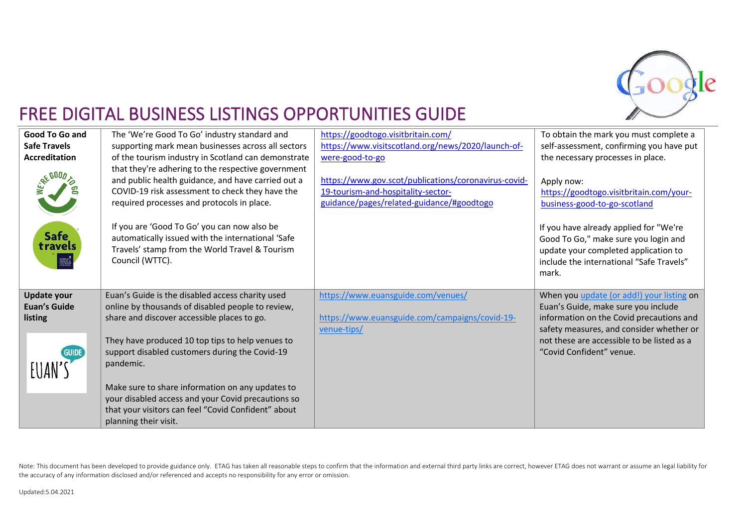# FREE DIGITAL BUSINESS LISTINGS OPPORTUNITIES GUIDE

| | | | |
|---|---|---|---|
| **Good To Go and Safe Travels Accreditation** | The 'We're Good To Go' industry standard and supporting mark mean businesses across all sectors of the tourism industry in Scotland can demonstrate that they're adhering to the respective government and public health guidance, and have carried out a COVID-19 risk assessment to check they have the required processes and protocols in place.<br><br>If you are 'Good To Go' you can now also be automatically issued with the international 'Safe Travels' stamp from the World Travel & Tourism Council (WTTC). | https://goodtogo.visitbritain.com/<br>https://www.visitscotland.org/news/2020/launch-of-were-good-to-go<br><br>https://www.gov.scot/publications/coronavirus-covid-19-tourism-and-hospitality-sector-guidance/pages/related-guidance/#goodtogo | To obtain the mark you must complete a self-assessment, confirming you have put the necessary processes in place.<br><br>Apply now:<br>https://goodtogo.visitbritain.com/your-business-good-to-go-scotland<br><br>If you have already applied for "We're Good To Go," make sure you login and update your completed application to include the international "Safe Travels" mark. |
| **Update your Euan's Guide listing** | Euan's Guide is the disabled access charity used online by thousands of disabled people to review, share and discover accessible places to go.<br><br>They have produced 10 top tips to help venues to support disabled customers during the Covid-19 pandemic.<br><br>Make sure to share information on any updates to your disabled access and your Covid precautions so that your visitors can feel "Covid Confident" about planning their visit. | https://www.euansguide.com/venues/<br><br>https://www.euansguide.com/campaigns/covid-19-venue-tips/ | When you update (or add!) your listing on Euan's Guide, make sure you include information on the Covid precautions and safety measures, and consider whether or not these are accessible to be listed as a "Covid Confident" venue. |

Note: This document has been developed to provide guidance only. ETAG has taken all reasonable steps to confirm that the information and external third party links are correct, however ETAG does not warrant or assume an legal liability for the accuracy of any information disclosed and/or referenced and accepts no responsibility for any error or omission.

Updated:5.04.2021